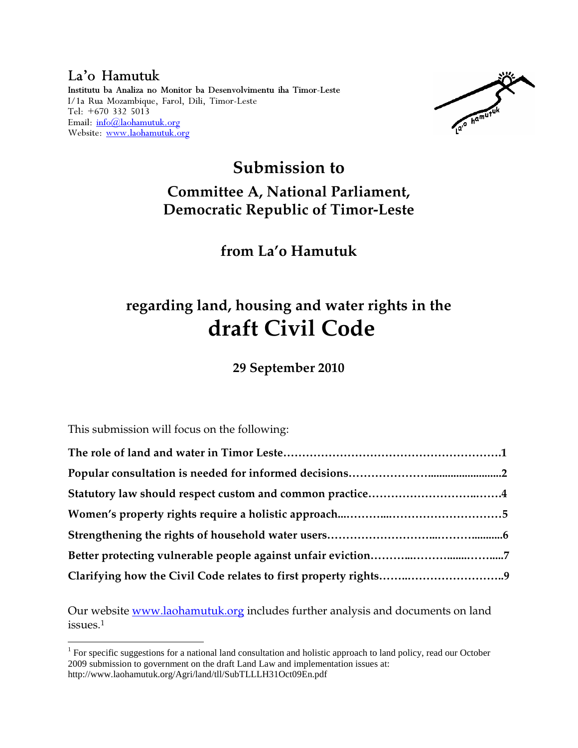La'o Hamutuk

**Institutu ba Analiza no Monitor ba Desenvolvimentu iha Timor-Leste**
I/1a Rua Mozambique, Farol, Dili, Timor-Leste
Tel: +670 332 5013
Email: info@laohamutuk.org
Website: www.laohamutuk.org

# Submission to

## Committee A, National Parliament, Democratic Republic of Timor-Leste

### from La'o Hamutuk

## regarding land, housing and water rights in the draft Civil Code

**29 September 2010**

This submission will focus on the following:

**The role of land and water in Timor Leste………………………………………………….1**
**Popular consultation is needed for informed decisions………………….........................2**
**Statutory law should respect custom and common practice………………………..…….4**
**Women's property rights require a holistic approach...………...…………………………5**
**Strengthening the rights of household water users………………………...……….........6**
**Better protecting vulnerable people against unfair eviction.……...……….......…….....7**
**Clarifying how the Civil Code relates to first property rights……..……………………..9**

Our website www.laohamutuk.org includes further analysis and documents on land issues.[1]

[1] For specific suggestions for a national land consultation and holistic approach to land policy, read our October 2009 submission to government on the draft Land Law and implementation issues at: http://www.laohamutuk.org/Agri/land/tll/SubTLLLH31Oct09En.pdf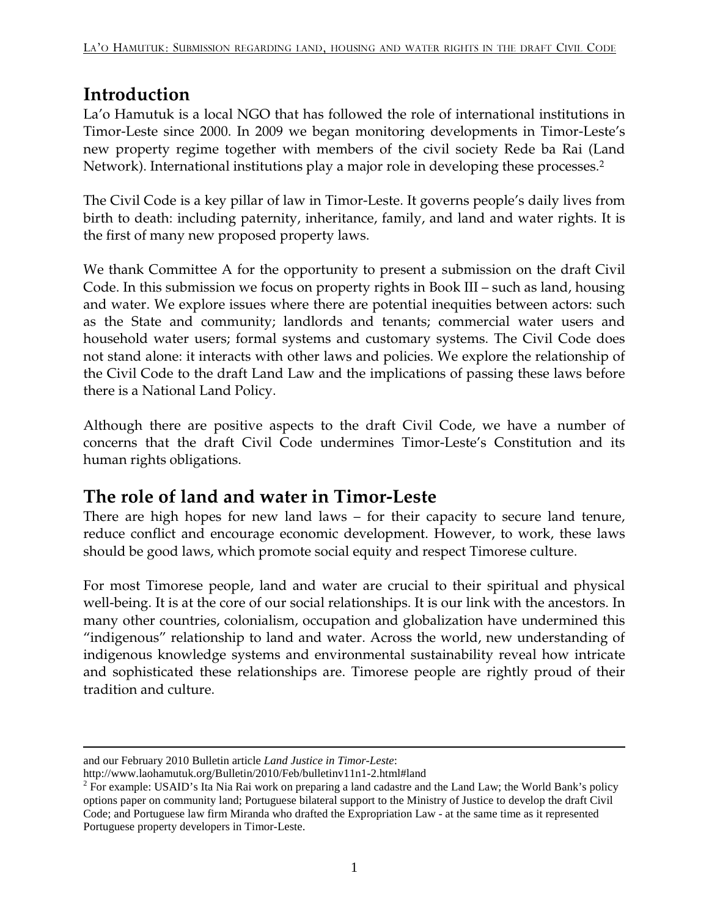## Introduction

La'o Hamutuk is a local NGO that has followed the role of international institutions in Timor-Leste since 2000. In 2009 we began monitoring developments in Timor-Leste's new property regime together with members of the civil society Rede ba Rai (Land Network). International institutions play a major role in developing these processes.[2]

The Civil Code is a key pillar of law in Timor-Leste. It governs people's daily lives from birth to death: including paternity, inheritance, family, and land and water rights. It is the first of many new proposed property laws.

We thank Committee A for the opportunity to present a submission on the draft Civil Code. In this submission we focus on property rights in Book III – such as land, housing and water. We explore issues where there are potential inequities between actors: such as the State and community; landlords and tenants; commercial water users and household water users; formal systems and customary systems. The Civil Code does not stand alone: it interacts with other laws and policies. We explore the relationship of the Civil Code to the draft Land Law and the implications of passing these laws before there is a National Land Policy.

Although there are positive aspects to the draft Civil Code, we have a number of concerns that the draft Civil Code undermines Timor-Leste's Constitution and its human rights obligations.

## The role of land and water in Timor-Leste

There are high hopes for new land laws – for their capacity to secure land tenure, reduce conflict and encourage economic development. However, to work, these laws should be good laws, which promote social equity and respect Timorese culture.

For most Timorese people, land and water are crucial to their spiritual and physical well-being. It is at the core of our social relationships. It is our link with the ancestors. In many other countries, colonialism, occupation and globalization have undermined this "indigenous" relationship to land and water. Across the world, new understanding of indigenous knowledge systems and environmental sustainability reveal how intricate and sophisticated these relationships are. Timorese people are rightly proud of their tradition and culture.

---

and our February 2010 Bulletin article *Land Justice in Timor-Leste*: http://www.laohamutuk.org/Bulletin/2010/Feb/bulletinv11n1-2.html#land

[2] For example: USAID's Ita Nia Rai work on preparing a land cadastre and the Land Law; the World Bank's policy options paper on community land; Portuguese bilateral support to the Ministry of Justice to develop the draft Civil Code; and Portuguese law firm Miranda who drafted the Expropriation Law - at the same time as it represented Portuguese property developers in Timor-Leste.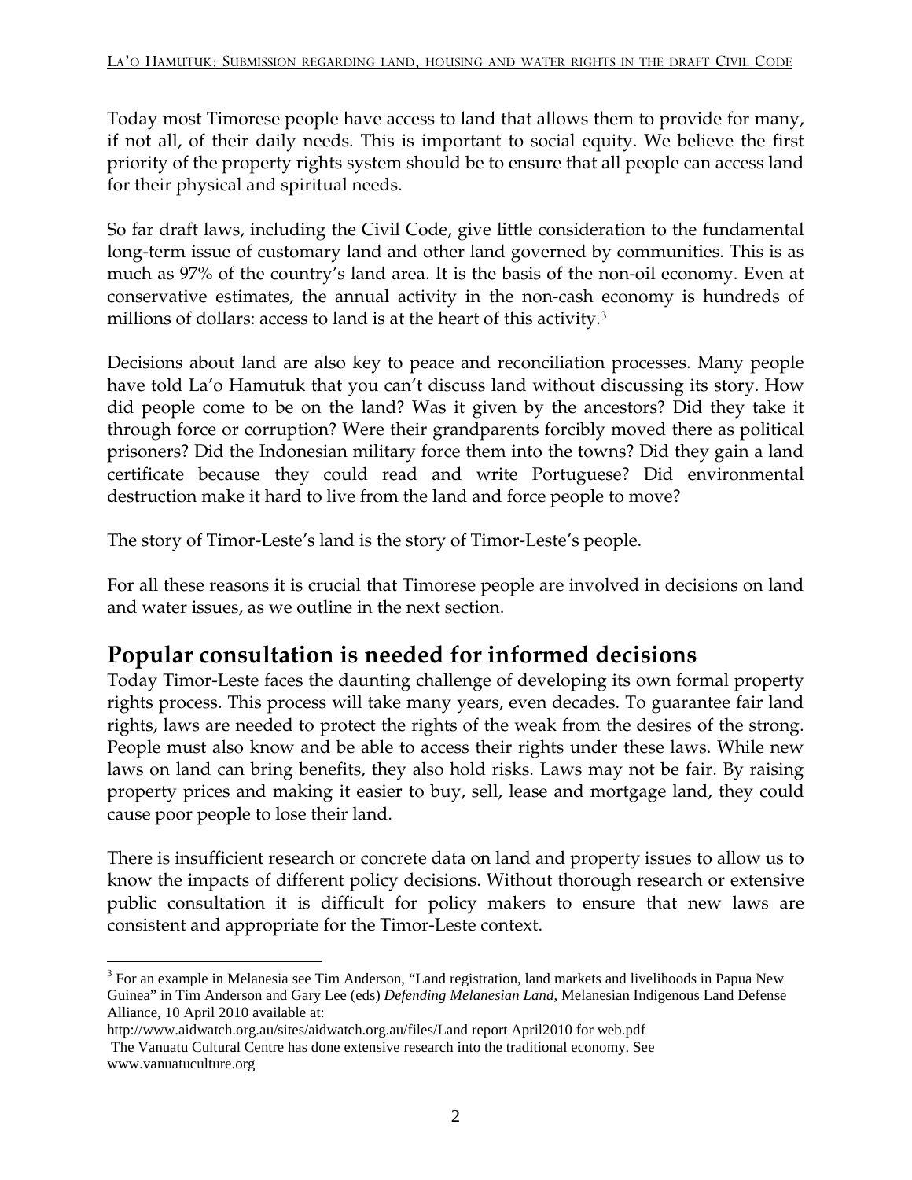Today most Timorese people have access to land that allows them to provide for many, if not all, of their daily needs. This is important to social equity. We believe the first priority of the property rights system should be to ensure that all people can access land for their physical and spiritual needs.

So far draft laws, including the Civil Code, give little consideration to the fundamental long-term issue of customary land and other land governed by communities. This is as much as 97% of the country's land area. It is the basis of the non-oil economy. Even at conservative estimates, the annual activity in the non-cash economy is hundreds of millions of dollars: access to land is at the heart of this activity.[3]

Decisions about land are also key to peace and reconciliation processes. Many people have told La'o Hamutuk that you can't discuss land without discussing its story. How did people come to be on the land? Was it given by the ancestors? Did they take it through force or corruption? Were their grandparents forcibly moved there as political prisoners? Did the Indonesian military force them into the towns? Did they gain a land certificate because they could read and write Portuguese? Did environmental destruction make it hard to live from the land and force people to move?

The story of Timor-Leste's land is the story of Timor-Leste's people.

For all these reasons it is crucial that Timorese people are involved in decisions on land and water issues, as we outline in the next section.

## Popular consultation is needed for informed decisions

Today Timor-Leste faces the daunting challenge of developing its own formal property rights process. This process will take many years, even decades. To guarantee fair land rights, laws are needed to protect the rights of the weak from the desires of the strong. People must also know and be able to access their rights under these laws. While new laws on land can bring benefits, they also hold risks. Laws may not be fair. By raising property prices and making it easier to buy, sell, lease and mortgage land, they could cause poor people to lose their land.

There is insufficient research or concrete data on land and property issues to allow us to know the impacts of different policy decisions. Without thorough research or extensive public consultation it is difficult for policy makers to ensure that new laws are consistent and appropriate for the Timor-Leste context.

---

[3] For an example in Melanesia see Tim Anderson, "Land registration, land markets and livelihoods in Papua New Guinea" in Tim Anderson and Gary Lee (eds) *Defending Melanesian Land*, Melanesian Indigenous Land Defense Alliance, 10 April 2010 available at:
http://www.aidwatch.org.au/sites/aidwatch.org.au/files/Land report April2010 for web.pdf
The Vanuatu Cultural Centre has done extensive research into the traditional economy. See www.vanuatuculture.org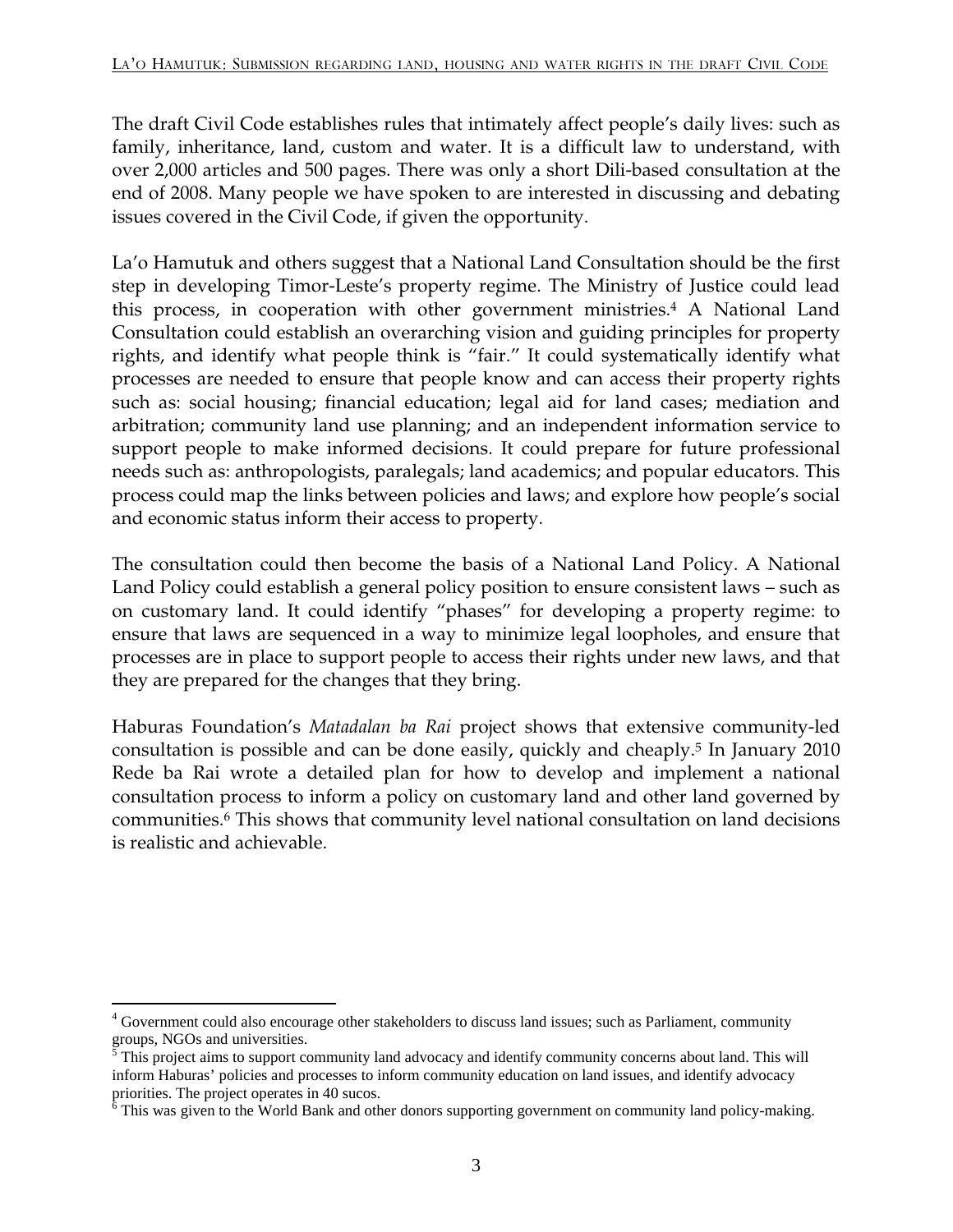The draft Civil Code establishes rules that intimately affect people's daily lives: such as family, inheritance, land, custom and water. It is a difficult law to understand, with over 2,000 articles and 500 pages. There was only a short Dili-based consultation at the end of 2008. Many people we have spoken to are interested in discussing and debating issues covered in the Civil Code, if given the opportunity.

La'o Hamutuk and others suggest that a National Land Consultation should be the first step in developing Timor-Leste's property regime. The Ministry of Justice could lead this process, in cooperation with other government ministries.[4] A National Land Consultation could establish an overarching vision and guiding principles for property rights, and identify what people think is "fair." It could systematically identify what processes are needed to ensure that people know and can access their property rights such as: social housing; financial education; legal aid for land cases; mediation and arbitration; community land use planning; and an independent information service to support people to make informed decisions. It could prepare for future professional needs such as: anthropologists, paralegals; land academics; and popular educators. This process could map the links between policies and laws; and explore how people's social and economic status inform their access to property.

The consultation could then become the basis of a National Land Policy. A National Land Policy could establish a general policy position to ensure consistent laws – such as on customary land. It could identify "phases" for developing a property regime: to ensure that laws are sequenced in a way to minimize legal loopholes, and ensure that processes are in place to support people to access their rights under new laws, and that they are prepared for the changes that they bring.

Haburas Foundation's *Matadalan ba Rai* project shows that extensive community-led consultation is possible and can be done easily, quickly and cheaply.[5] In January 2010 Rede ba Rai wrote a detailed plan for how to develop and implement a national consultation process to inform a policy on customary land and other land governed by communities.[6] This shows that community level national consultation on land decisions is realistic and achievable.

---

[4] Government could also encourage other stakeholders to discuss land issues; such as Parliament, community groups, NGOs and universities.

[5] This project aims to support community land advocacy and identify community concerns about land. This will inform Haburas' policies and processes to inform community education on land issues, and identify advocacy priorities. The project operates in 40 sucos.

[6] This was given to the World Bank and other donors supporting government on community land policy-making.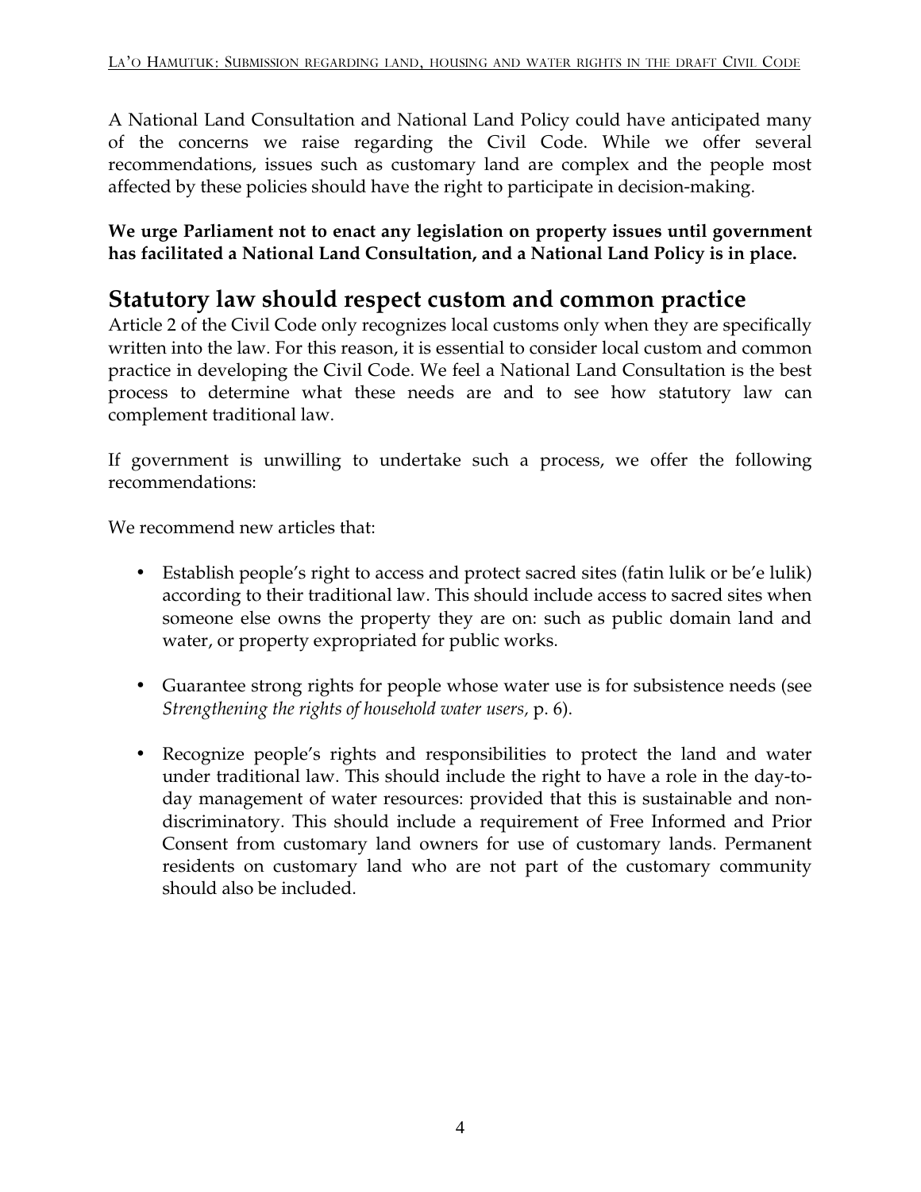A National Land Consultation and National Land Policy could have anticipated many of the concerns we raise regarding the Civil Code. While we offer several recommendations, issues such as customary land are complex and the people most affected by these policies should have the right to participate in decision-making.

**We urge Parliament not to enact any legislation on property issues until government has facilitated a National Land Consultation, and a National Land Policy is in place.**

## Statutory law should respect custom and common practice

Article 2 of the Civil Code only recognizes local customs only when they are specifically written into the law. For this reason, it is essential to consider local custom and common practice in developing the Civil Code. We feel a National Land Consultation is the best process to determine what these needs are and to see how statutory law can complement traditional law.

If government is unwilling to undertake such a process, we offer the following recommendations:

We recommend new articles that:

- Establish people's right to access and protect sacred sites (fatin lulik or be'e lulik) according to their traditional law. This should include access to sacred sites when someone else owns the property they are on: such as public domain land and water, or property expropriated for public works.

- Guarantee strong rights for people whose water use is for subsistence needs (see *Strengthening the rights of household water users*, p. 6).

- Recognize people's rights and responsibilities to protect the land and water under traditional law. This should include the right to have a role in the day-to-day management of water resources: provided that this is sustainable and non-discriminatory. This should include a requirement of Free Informed and Prior Consent from customary land owners for use of customary lands. Permanent residents on customary land who are not part of the customary community should also be included.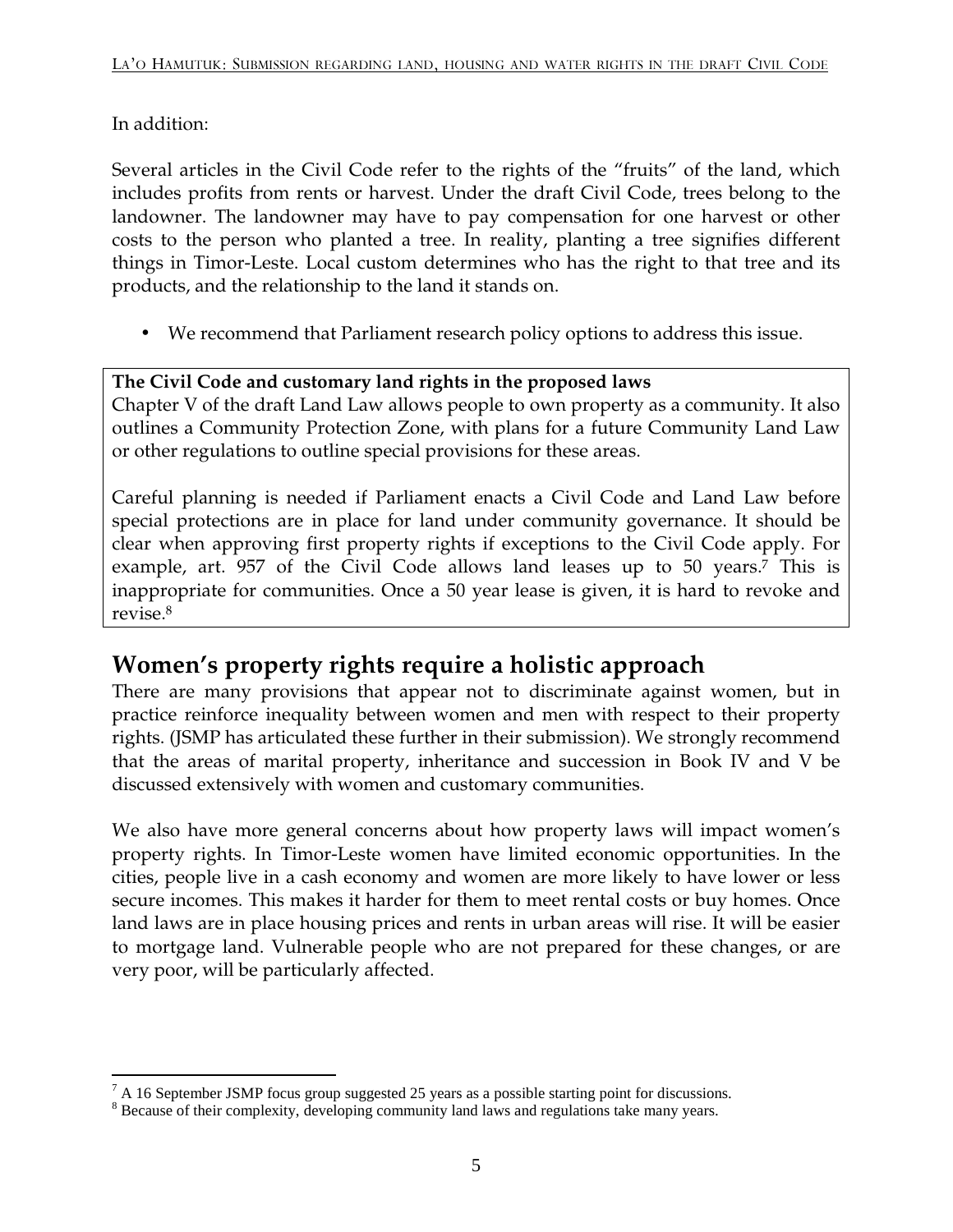In addition:

Several articles in the Civil Code refer to the rights of the "fruits" of the land, which includes profits from rents or harvest. Under the draft Civil Code, trees belong to the landowner. The landowner may have to pay compensation for one harvest or other costs to the person who planted a tree. In reality, planting a tree signifies different things in Timor-Leste. Local custom determines who has the right to that tree and its products, and the relationship to the land it stands on.

- We recommend that Parliament research policy options to address this issue.

**The Civil Code and customary land rights in the proposed laws**

Chapter V of the draft Land Law allows people to own property as a community. It also outlines a Community Protection Zone, with plans for a future Community Land Law or other regulations to outline special provisions for these areas.

Careful planning is needed if Parliament enacts a Civil Code and Land Law before special protections are in place for land under community governance. It should be clear when approving first property rights if exceptions to the Civil Code apply. For example, art. 957 of the Civil Code allows land leases up to 50 years.[7] This is inappropriate for communities. Once a 50 year lease is given, it is hard to revoke and revise.[8]

## Women's property rights require a holistic approach

There are many provisions that appear not to discriminate against women, but in practice reinforce inequality between women and men with respect to their property rights. (JSMP has articulated these further in their submission). We strongly recommend that the areas of marital property, inheritance and succession in Book IV and V be discussed extensively with women and customary communities.

We also have more general concerns about how property laws will impact women's property rights. In Timor-Leste women have limited economic opportunities. In the cities, people live in a cash economy and women are more likely to have lower or less secure incomes. This makes it harder for them to meet rental costs or buy homes. Once land laws are in place housing prices and rents in urban areas will rise. It will be easier to mortgage land. Vulnerable people who are not prepared for these changes, or are very poor, will be particularly affected.

---

[7] A 16 September JSMP focus group suggested 25 years as a possible starting point for discussions.

[8] Because of their complexity, developing community land laws and regulations take many years.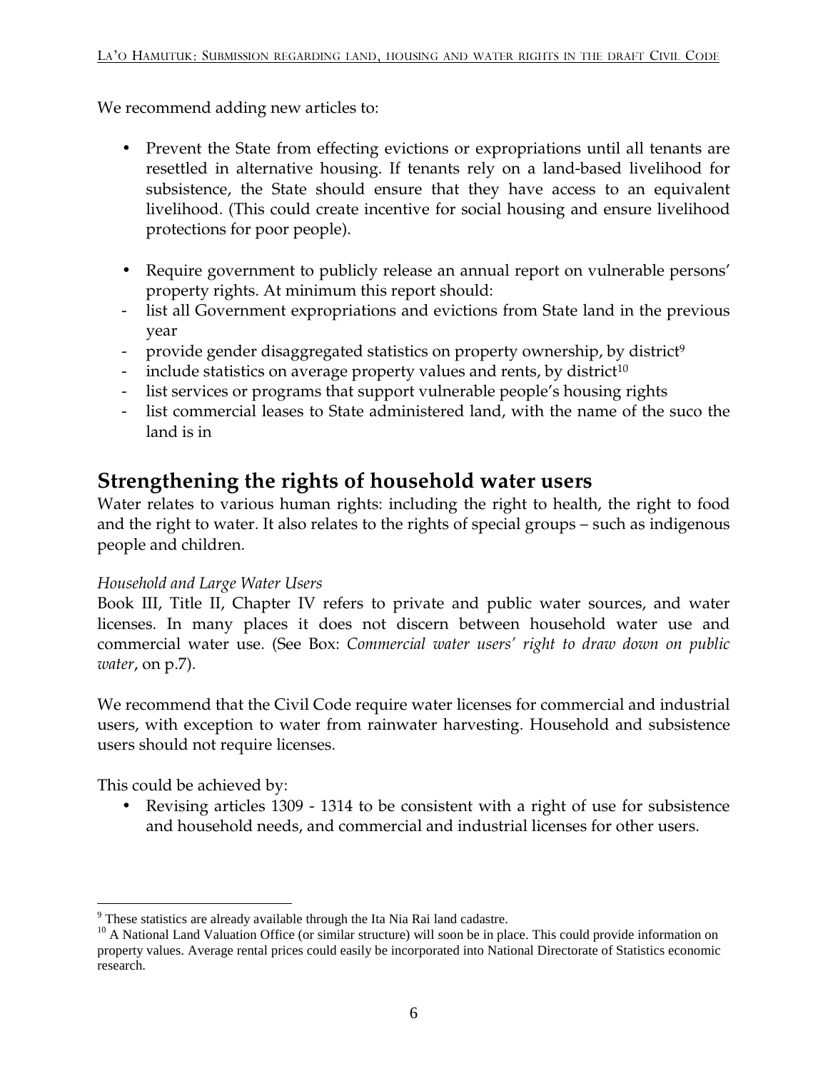We recommend adding new articles to:

- Prevent the State from effecting evictions or expropriations until all tenants are resettled in alternative housing. If tenants rely on a land-based livelihood for subsistence, the State should ensure that they have access to an equivalent livelihood. (This could create incentive for social housing and ensure livelihood protections for poor people).

- Require government to publicly release an annual report on vulnerable persons' property rights. At minimum this report should:
  - list all Government expropriations and evictions from State land in the previous year
  - provide gender disaggregated statistics on property ownership, by district[9]
  - include statistics on average property values and rents, by district[10]
  - list services or programs that support vulnerable people's housing rights
  - list commercial leases to State administered land, with the name of the suco the land is in

## Strengthening the rights of household water users

Water relates to various human rights: including the right to health, the right to food and the right to water. It also relates to the rights of special groups – such as indigenous people and children.

*Household and Large Water Users*

Book III, Title II, Chapter IV refers to private and public water sources, and water licenses. In many places it does not discern between household water use and commercial water use. (See Box: *Commercial water users' right to draw down on public water*, on p.7).

We recommend that the Civil Code require water licenses for commercial and industrial users, with exception to water from rainwater harvesting. Household and subsistence users should not require licenses.

This could be achieved by:

- Revising articles 1309 - 1314 to be consistent with a right of use for subsistence and household needs, and commercial and industrial licenses for other users.

---

[9] These statistics are already available through the Ita Nia Rai land cadastre.

[10] A National Land Valuation Office (or similar structure) will soon be in place. This could provide information on property values. Average rental prices could easily be incorporated into National Directorate of Statistics economic research.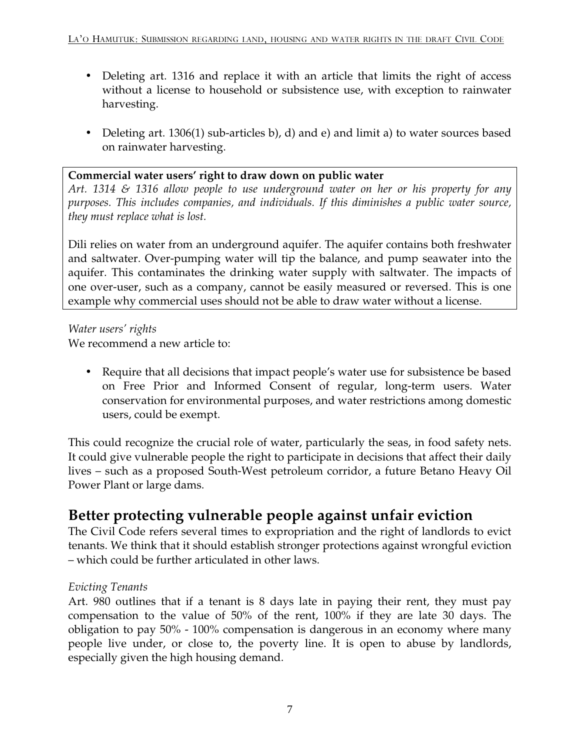- Deleting art. 1316 and replace it with an article that limits the right of access without a license to household or subsistence use, with exception to rainwater harvesting.

- Deleting art. 1306(1) sub-articles b), d) and e) and limit a) to water sources based on rainwater harvesting.

**Commercial water users' right to draw down on public water**

*Art. 1314 & 1316 allow people to use underground water on her or his property for any purposes. This includes companies, and individuals. If this diminishes a public water source, they must replace what is lost.*

Dili relies on water from an underground aquifer. The aquifer contains both freshwater and saltwater. Over-pumping water will tip the balance, and pump seawater into the aquifer. This contaminates the drinking water supply with saltwater. The impacts of one over-user, such as a company, cannot be easily measured or reversed. This is one example why commercial uses should not be able to draw water without a license.

*Water users' rights*

We recommend a new article to:

- Require that all decisions that impact people's water use for subsistence be based on Free Prior and Informed Consent of regular, long-term users. Water conservation for environmental purposes, and water restrictions among domestic users, could be exempt.

This could recognize the crucial role of water, particularly the seas, in food safety nets. It could give vulnerable people the right to participate in decisions that affect their daily lives – such as a proposed South-West petroleum corridor, a future Betano Heavy Oil Power Plant or large dams.

## Better protecting vulnerable people against unfair eviction

The Civil Code refers several times to expropriation and the right of landlords to evict tenants. We think that it should establish stronger protections against wrongful eviction – which could be further articulated in other laws.

*Evicting Tenants*

Art. 980 outlines that if a tenant is 8 days late in paying their rent, they must pay compensation to the value of 50% of the rent, 100% if they are late 30 days. The obligation to pay 50% - 100% compensation is dangerous in an economy where many people live under, or close to, the poverty line. It is open to abuse by landlords, especially given the high housing demand.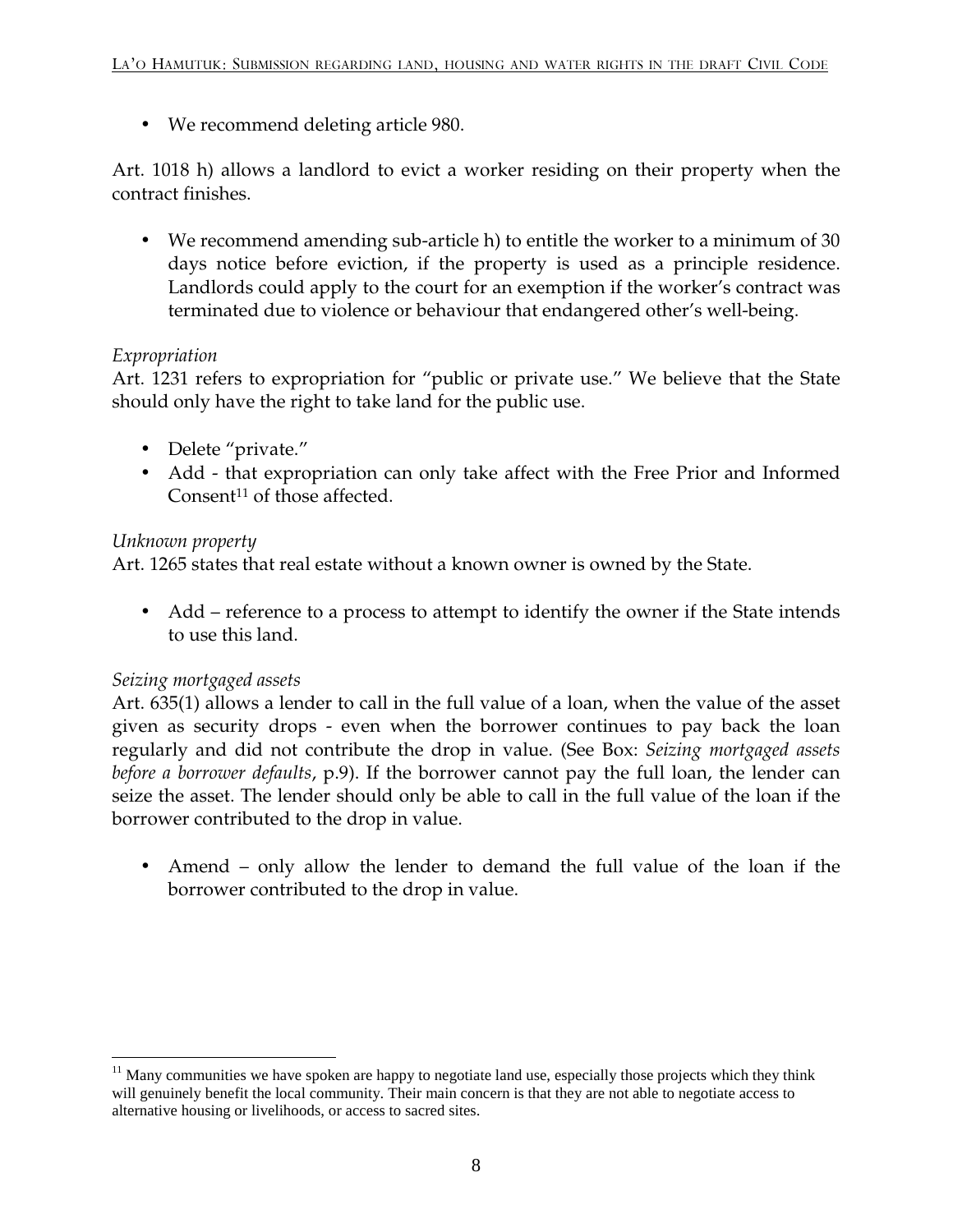- We recommend deleting article 980.

Art. 1018 h) allows a landlord to evict a worker residing on their property when the contract finishes.

- We recommend amending sub-article h) to entitle the worker to a minimum of 30 days notice before eviction, if the property is used as a principle residence. Landlords could apply to the court for an exemption if the worker's contract was terminated due to violence or behaviour that endangered other's well-being.

*Expropriation*

Art. 1231 refers to expropriation for "public or private use." We believe that the State should only have the right to take land for the public use.

- Delete "private."
- Add - that expropriation can only take affect with the Free Prior and Informed Consent[11] of those affected.

*Unknown property*

Art. 1265 states that real estate without a known owner is owned by the State.

- Add – reference to a process to attempt to identify the owner if the State intends to use this land.

*Seizing mortgaged assets*

Art. 635(1) allows a lender to call in the full value of a loan, when the value of the asset given as security drops - even when the borrower continues to pay back the loan regularly and did not contribute the drop in value. (See Box: *Seizing mortgaged assets before a borrower defaults*, p.9). If the borrower cannot pay the full loan, the lender can seize the asset. The lender should only be able to call in the full value of the loan if the borrower contributed to the drop in value.

- Amend – only allow the lender to demand the full value of the loan if the borrower contributed to the drop in value.

[11] Many communities we have spoken are happy to negotiate land use, especially those projects which they think will genuinely benefit the local community. Their main concern is that they are not able to negotiate access to alternative housing or livelihoods, or access to sacred sites.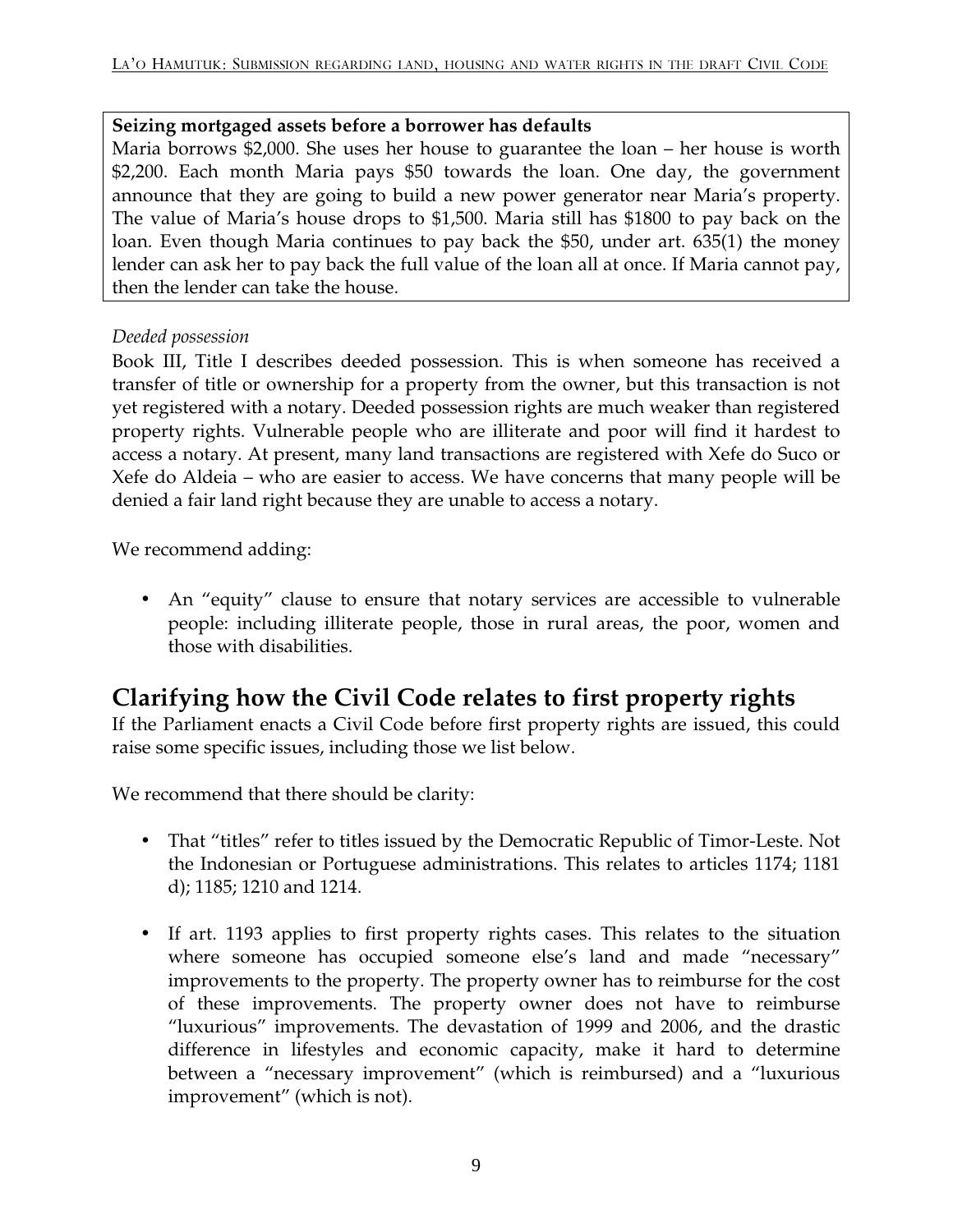**Seizing mortgaged assets before a borrower has defaults**

Maria borrows $2,000. She uses her house to guarantee the loan – her house is worth $2,200. Each month Maria pays $50 towards the loan. One day, the government announce that they are going to build a new power generator near Maria's property. The value of Maria's house drops to $1,500. Maria still has $1800 to pay back on the loan. Even though Maria continues to pay back the $50, under art. 635(1) the money lender can ask her to pay back the full value of the loan all at once. If Maria cannot pay, then the lender can take the house.

*Deeded possession*

Book III, Title I describes deeded possession. This is when someone has received a transfer of title or ownership for a property from the owner, but this transaction is not yet registered with a notary. Deeded possession rights are much weaker than registered property rights. Vulnerable people who are illiterate and poor will find it hardest to access a notary. At present, many land transactions are registered with Xefe do Suco or Xefe do Aldeia – who are easier to access. We have concerns that many people will be denied a fair land right because they are unable to access a notary.

We recommend adding:

- An "equity" clause to ensure that notary services are accessible to vulnerable people: including illiterate people, those in rural areas, the poor, women and those with disabilities.

## Clarifying how the Civil Code relates to first property rights

If the Parliament enacts a Civil Code before first property rights are issued, this could raise some specific issues, including those we list below.

We recommend that there should be clarity:

- That "titles" refer to titles issued by the Democratic Republic of Timor-Leste. Not the Indonesian or Portuguese administrations. This relates to articles 1174; 1181 d); 1185; 1210 and 1214.

- If art. 1193 applies to first property rights cases. This relates to the situation where someone has occupied someone else's land and made "necessary" improvements to the property. The property owner has to reimburse for the cost of these improvements. The property owner does not have to reimburse "luxurious" improvements. The devastation of 1999 and 2006, and the drastic difference in lifestyles and economic capacity, make it hard to determine between a "necessary improvement" (which is reimbursed) and a "luxurious improvement" (which is not).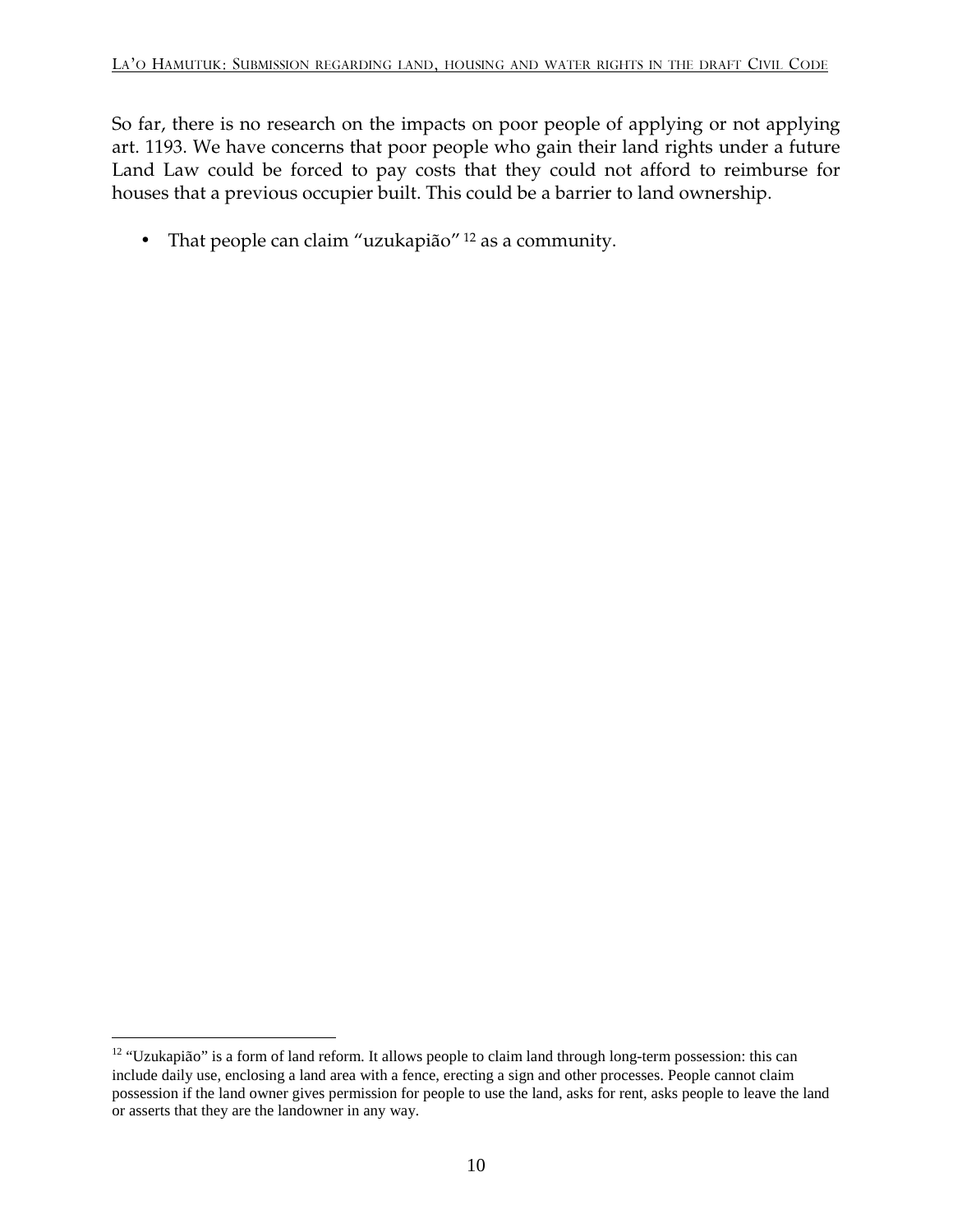So far, there is no research on the impacts on poor people of applying or not applying art. 1193. We have concerns that poor people who gain their land rights under a future Land Law could be forced to pay costs that they could not afford to reimburse for houses that a previous occupier built. This could be a barrier to land ownership.

- That people can claim "uzukapião" [12] as a community.

[12] "Uzukapião" is a form of land reform. It allows people to claim land through long-term possession: this can include daily use, enclosing a land area with a fence, erecting a sign and other processes. People cannot claim possession if the land owner gives permission for people to use the land, asks for rent, asks people to leave the land or asserts that they are the landowner in any way.